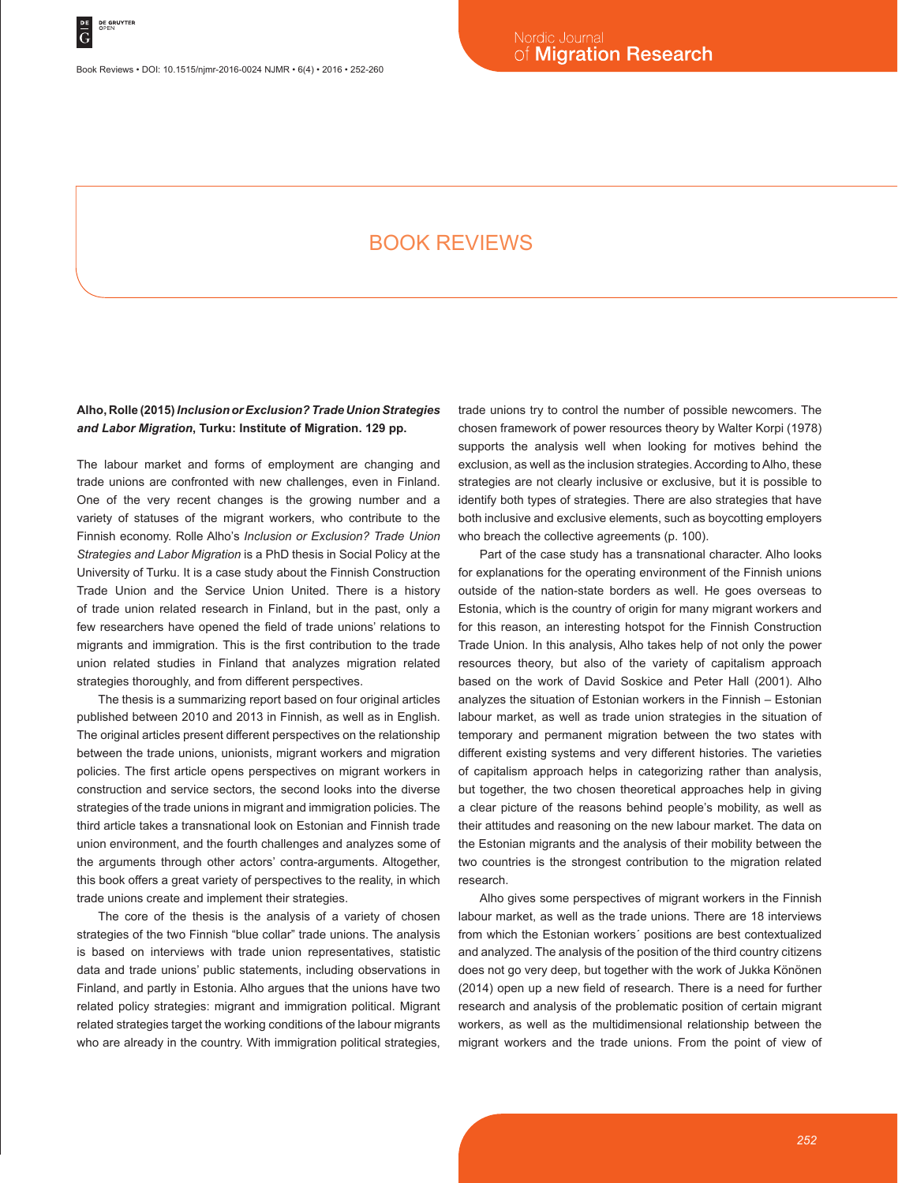# BOOK REVIEWS

**Alho, Rolle (2015)** ***Inclusion or Exclusion? Trade Union Strategies and Labor Migration*****, Turku: Institute of Migration. 129 pp.**

The labour market and forms of employment are changing and trade unions are confronted with new challenges, even in Finland. One of the very recent changes is the growing number and a variety of statuses of the migrant workers, who contribute to the Finnish economy. Rolle Alho's *Inclusion or Exclusion? Trade Union Strategies and Labor Migration* is a PhD thesis in Social Policy at the University of Turku. It is a case study about the Finnish Construction Trade Union and the Service Union United. There is a history of trade union related research in Finland, but in the past, only a few researchers have opened the field of trade unions' relations to migrants and immigration. This is the first contribution to the trade union related studies in Finland that analyzes migration related strategies thoroughly, and from different perspectives.

The thesis is a summarizing report based on four original articles published between 2010 and 2013 in Finnish, as well as in English. The original articles present different perspectives on the relationship between the trade unions, unionists, migrant workers and migration policies. The first article opens perspectives on migrant workers in construction and service sectors, the second looks into the diverse strategies of the trade unions in migrant and immigration policies. The third article takes a transnational look on Estonian and Finnish trade union environment, and the fourth challenges and analyzes some of the arguments through other actors' contra-arguments. Altogether, this book offers a great variety of perspectives to the reality, in which trade unions create and implement their strategies.

The core of the thesis is the analysis of a variety of chosen strategies of the two Finnish "blue collar" trade unions. The analysis is based on interviews with trade union representatives, statistic data and trade unions' public statements, including observations in Finland, and partly in Estonia. Alho argues that the unions have two related policy strategies: migrant and immigration political. Migrant related strategies target the working conditions of the labour migrants who are already in the country. With immigration political strategies, trade unions try to control the number of possible newcomers. The chosen framework of power resources theory by Walter Korpi (1978) supports the analysis well when looking for motives behind the exclusion, as well as the inclusion strategies. According to Alho, these strategies are not clearly inclusive or exclusive, but it is possible to identify both types of strategies. There are also strategies that have both inclusive and exclusive elements, such as boycotting employers who breach the collective agreements (p. 100).

Part of the case study has a transnational character. Alho looks for explanations for the operating environment of the Finnish unions outside of the nation-state borders as well. He goes overseas to Estonia, which is the country of origin for many migrant workers and for this reason, an interesting hotspot for the Finnish Construction Trade Union. In this analysis, Alho takes help of not only the power resources theory, but also of the variety of capitalism approach based on the work of David Soskice and Peter Hall (2001). Alho analyzes the situation of Estonian workers in the Finnish – Estonian labour market, as well as trade union strategies in the situation of temporary and permanent migration between the two states with different existing systems and very different histories. The varieties of capitalism approach helps in categorizing rather than analysis, but together, the two chosen theoretical approaches help in giving a clear picture of the reasons behind people's mobility, as well as their attitudes and reasoning on the new labour market. The data on the Estonian migrants and the analysis of their mobility between the two countries is the strongest contribution to the migration related research.

Alho gives some perspectives of migrant workers in the Finnish labour market, as well as the trade unions. There are 18 interviews from which the Estonian workers´ positions are best contextualized and analyzed. The analysis of the position of the third country citizens does not go very deep, but together with the work of Jukka Könönen (2014) open up a new field of research. There is a need for further research and analysis of the problematic position of certain migrant workers, as well as the multidimensional relationship between the migrant workers and the trade unions. From the point of view of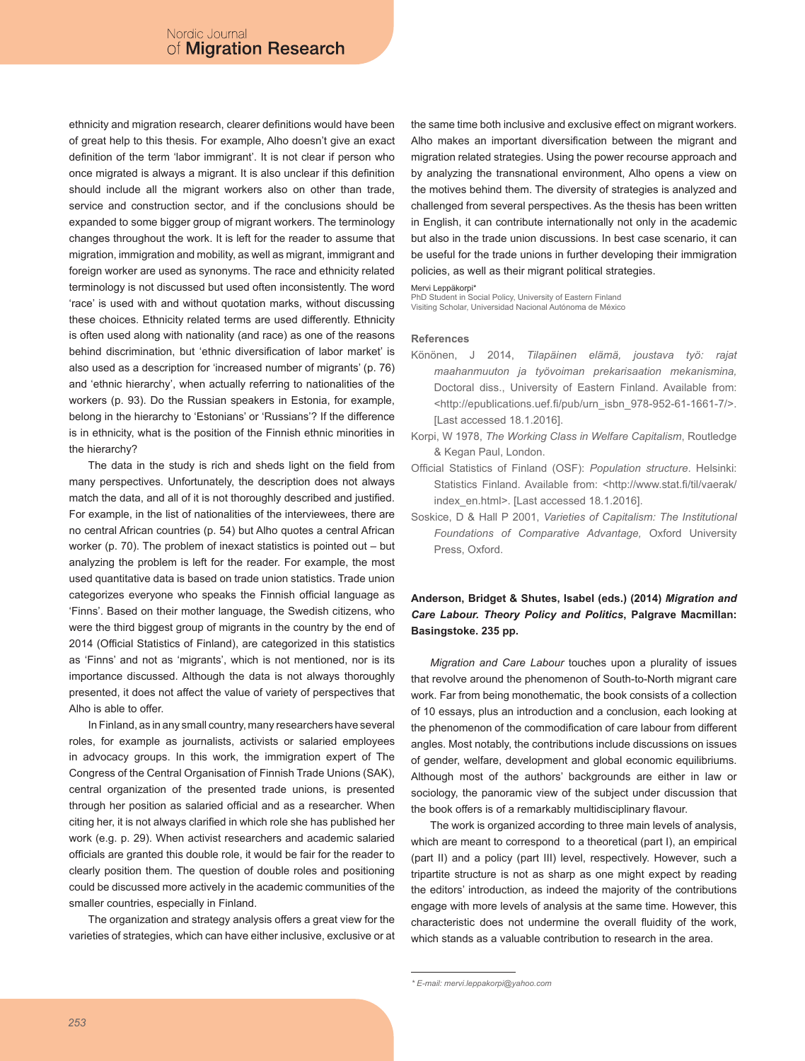ethnicity and migration research, clearer definitions would have been of great help to this thesis. For example, Alho doesn't give an exact definition of the term 'labor immigrant'. It is not clear if person who once migrated is always a migrant. It is also unclear if this definition should include all the migrant workers also on other than trade, service and construction sector, and if the conclusions should be expanded to some bigger group of migrant workers. The terminology changes throughout the work. It is left for the reader to assume that migration, immigration and mobility, as well as migrant, immigrant and foreign worker are used as synonyms. The race and ethnicity related terminology is not discussed but used often inconsistently. The word 'race' is used with and without quotation marks, without discussing these choices. Ethnicity related terms are used differently. Ethnicity is often used along with nationality (and race) as one of the reasons behind discrimination, but 'ethnic diversification of labor market' is also used as a description for 'increased number of migrants' (p. 76) and 'ethnic hierarchy', when actually referring to nationalities of the workers (p. 93). Do the Russian speakers in Estonia, for example, belong in the hierarchy to 'Estonians' or 'Russians'? If the difference is in ethnicity, what is the position of the Finnish ethnic minorities in the hierarchy?

The data in the study is rich and sheds light on the field from many perspectives. Unfortunately, the description does not always match the data, and all of it is not thoroughly described and justified. For example, in the list of nationalities of the interviewees, there are no central African countries (p. 54) but Alho quotes a central African worker (p. 70). The problem of inexact statistics is pointed out – but analyzing the problem is left for the reader. For example, the most used quantitative data is based on trade union statistics. Trade union categorizes everyone who speaks the Finnish official language as 'Finns'. Based on their mother language, the Swedish citizens, who were the third biggest group of migrants in the country by the end of 2014 (Official Statistics of Finland), are categorized in this statistics as 'Finns' and not as 'migrants', which is not mentioned, nor is its importance discussed. Although the data is not always thoroughly presented, it does not affect the value of variety of perspectives that Alho is able to offer.

In Finland, as in any small country, many researchers have several roles, for example as journalists, activists or salaried employees in advocacy groups. In this work, the immigration expert of The Congress of the Central Organisation of Finnish Trade Unions (SAK), central organization of the presented trade unions, is presented through her position as salaried official and as a researcher. When citing her, it is not always clarified in which role she has published her work (e.g. p. 29). When activist researchers and academic salaried officials are granted this double role, it would be fair for the reader to clearly position them. The question of double roles and positioning could be discussed more actively in the academic communities of the smaller countries, especially in Finland.

The organization and strategy analysis offers a great view for the varieties of strategies, which can have either inclusive, exclusive or at the same time both inclusive and exclusive effect on migrant workers. Alho makes an important diversification between the migrant and migration related strategies. Using the power recourse approach and by analyzing the transnational environment, Alho opens a view on the motives behind them. The diversity of strategies is analyzed and challenged from several perspectives. As the thesis has been written in English, it can contribute internationally not only in the academic but also in the trade union discussions. In best case scenario, it can be useful for the trade unions in further developing their immigration policies, as well as their migrant political strategies.

Mervi Leppäkorpi*
PhD Student in Social Policy, University of Eastern Finland
Visiting Scholar, Universidad Nacional Autónoma de México

**References**

Könönen, J 2014, *Tilapäinen elämä, joustava työ: rajat maahanmuuton ja työvoiman prekarisaation mekanismina,* Doctoral diss., University of Eastern Finland. Available from: <http://epublications.uef.fi/pub/urn_isbn_978-952-61-1661-7/>. [Last accessed 18.1.2016].

Korpi, W 1978, *The Working Class in Welfare Capitalism*, Routledge & Kegan Paul, London.

Official Statistics of Finland (OSF): *Population structure*. Helsinki: Statistics Finland. Available from: <http://www.stat.fi/til/vaerak/index_en.html>. [Last accessed 18.1.2016].

Soskice, D & Hall P 2001, *Varieties of Capitalism: The Institutional Foundations of Comparative Advantage,* Oxford University Press, Oxford.

**Anderson, Bridget & Shutes, Isabel (eds.) (2014) *Migration and Care Labour. Theory Policy and Politics*, Palgrave Macmillan: Basingstoke. 235 pp.**

*Migration and Care Labour* touches upon a plurality of issues that revolve around the phenomenon of South-to-North migrant care work. Far from being monothematic, the book consists of a collection of 10 essays, plus an introduction and a conclusion, each looking at the phenomenon of the commodification of care labour from different angles. Most notably, the contributions include discussions on issues of gender, welfare, development and global economic equilibriums. Although most of the authors' backgrounds are either in law or sociology, the panoramic view of the subject under discussion that the book offers is of a remarkably multidisciplinary flavour.

The work is organized according to three main levels of analysis, which are meant to correspond to a theoretical (part I), an empirical (part II) and a policy (part III) level, respectively. However, such a tripartite structure is not as sharp as one might expect by reading the editors' introduction, as indeed the majority of the contributions engage with more levels of analysis at the same time. However, this characteristic does not undermine the overall fluidity of the work, which stands as a valuable contribution to research in the area.

* E-mail: mervi.leppakorpi@yahoo.com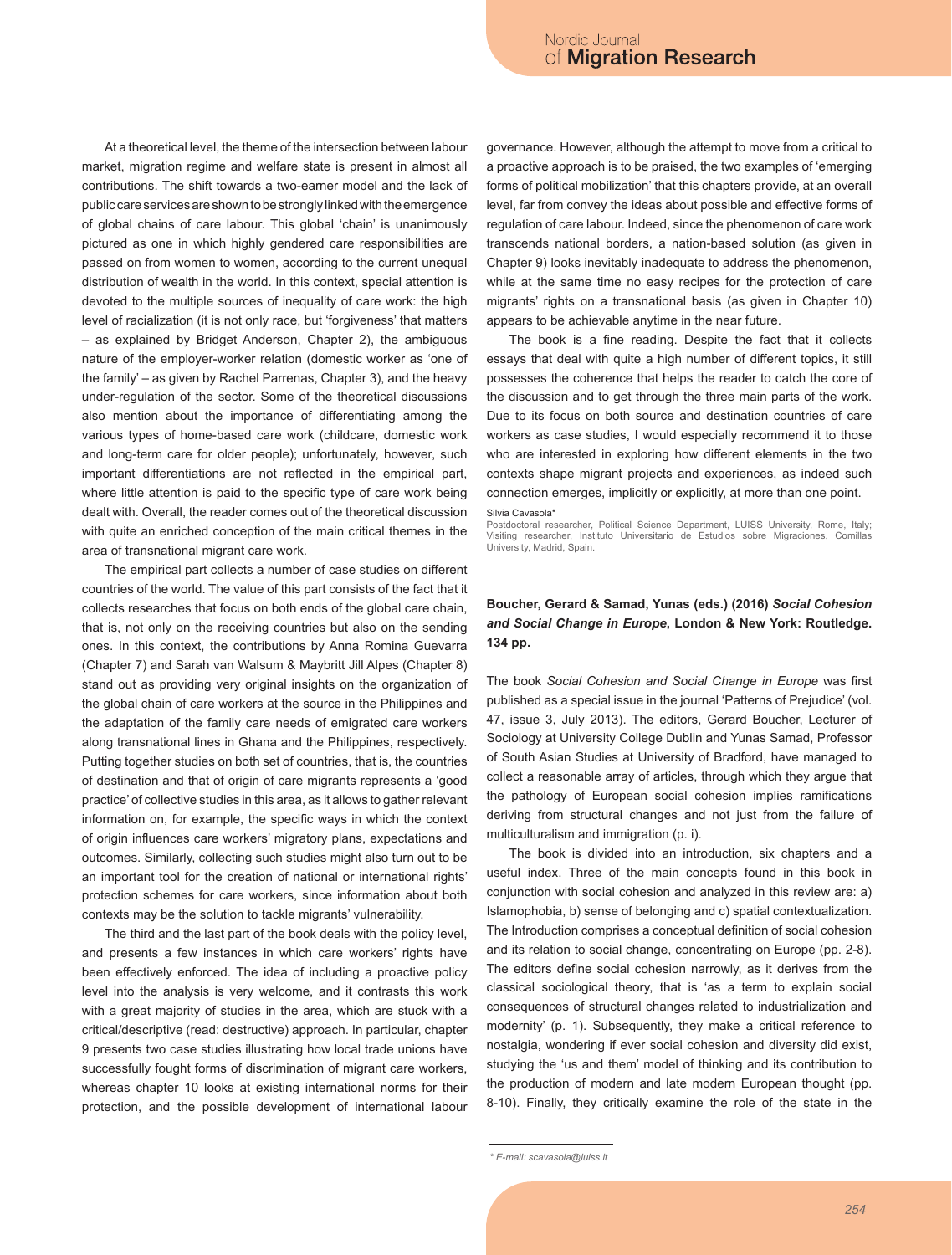At a theoretical level, the theme of the intersection between labour market, migration regime and welfare state is present in almost all contributions. The shift towards a two-earner model and the lack of public care services are shown to be strongly linked with the emergence of global chains of care labour. This global 'chain' is unanimously pictured as one in which highly gendered care responsibilities are passed on from women to women, according to the current unequal distribution of wealth in the world. In this context, special attention is devoted to the multiple sources of inequality of care work: the high level of racialization (it is not only race, but 'forgiveness' that matters – as explained by Bridget Anderson, Chapter 2), the ambiguous nature of the employer-worker relation (domestic worker as 'one of the family' – as given by Rachel Parrenas, Chapter 3), and the heavy under-regulation of the sector. Some of the theoretical discussions also mention about the importance of differentiating among the various types of home-based care work (childcare, domestic work and long-term care for older people); unfortunately, however, such important differentiations are not reflected in the empirical part, where little attention is paid to the specific type of care work being dealt with. Overall, the reader comes out of the theoretical discussion with quite an enriched conception of the main critical themes in the area of transnational migrant care work.

The empirical part collects a number of case studies on different countries of the world. The value of this part consists of the fact that it collects researches that focus on both ends of the global care chain, that is, not only on the receiving countries but also on the sending ones. In this context, the contributions by Anna Romina Guevarra (Chapter 7) and Sarah van Walsum & Maybritt Jill Alpes (Chapter 8) stand out as providing very original insights on the organization of the global chain of care workers at the source in the Philippines and the adaptation of the family care needs of emigrated care workers along transnational lines in Ghana and the Philippines, respectively. Putting together studies on both set of countries, that is, the countries of destination and that of origin of care migrants represents a 'good practice' of collective studies in this area, as it allows to gather relevant information on, for example, the specific ways in which the context of origin influences care workers' migratory plans, expectations and outcomes. Similarly, collecting such studies might also turn out to be an important tool for the creation of national or international rights' protection schemes for care workers, since information about both contexts may be the solution to tackle migrants' vulnerability.

The third and the last part of the book deals with the policy level, and presents a few instances in which care workers' rights have been effectively enforced. The idea of including a proactive policy level into the analysis is very welcome, and it contrasts this work with a great majority of studies in the area, which are stuck with a critical/descriptive (read: destructive) approach. In particular, chapter 9 presents two case studies illustrating how local trade unions have successfully fought forms of discrimination of migrant care workers, whereas chapter 10 looks at existing international norms for their protection, and the possible development of international labour governance. However, although the attempt to move from a critical to a proactive approach is to be praised, the two examples of 'emerging forms of political mobilization' that this chapters provide, at an overall level, far from convey the ideas about possible and effective forms of regulation of care labour. Indeed, since the phenomenon of care work transcends national borders, a nation-based solution (as given in Chapter 9) looks inevitably inadequate to address the phenomenon, while at the same time no easy recipes for the protection of care migrants' rights on a transnational basis (as given in Chapter 10) appears to be achievable anytime in the near future.

The book is a fine reading. Despite the fact that it collects essays that deal with quite a high number of different topics, it still possesses the coherence that helps the reader to catch the core of the discussion and to get through the three main parts of the work. Due to its focus on both source and destination countries of care workers as case studies, I would especially recommend it to those who are interested in exploring how different elements in the two contexts shape migrant projects and experiences, as indeed such connection emerges, implicitly or explicitly, at more than one point.

Silvia Cavasola*

Postdoctoral researcher, Political Science Department, LUISS University, Rome, Italy; Visiting researcher, Instituto Universitario de Estudios sobre Migraciones, Comillas University, Madrid, Spain.

**Boucher, Gerard & Samad, Yunas (eds.) (2016) *Social Cohesion and Social Change in Europe*, London & New York: Routledge. 134 pp.**

The book *Social Cohesion and Social Change in Europe* was first published as a special issue in the journal 'Patterns of Prejudice' (vol. 47, issue 3, July 2013). The editors, Gerard Boucher, Lecturer of Sociology at University College Dublin and Yunas Samad, Professor of South Asian Studies at University of Bradford, have managed to collect a reasonable array of articles, through which they argue that the pathology of European social cohesion implies ramifications deriving from structural changes and not just from the failure of multiculturalism and immigration (p. i).

The book is divided into an introduction, six chapters and a useful index. Three of the main concepts found in this book in conjunction with social cohesion and analyzed in this review are: a) Islamophobia, b) sense of belonging and c) spatial contextualization. The Introduction comprises a conceptual definition of social cohesion and its relation to social change, concentrating on Europe (pp. 2-8). The editors define social cohesion narrowly, as it derives from the classical sociological theory, that is 'as a term to explain social consequences of structural changes related to industrialization and modernity' (p. 1). Subsequently, they make a critical reference to nostalgia, wondering if ever social cohesion and diversity did exist, studying the 'us and them' model of thinking and its contribution to the production of modern and late modern European thought (pp. 8-10). Finally, they critically examine the role of the state in the

* E-mail: scavasola@luiss.it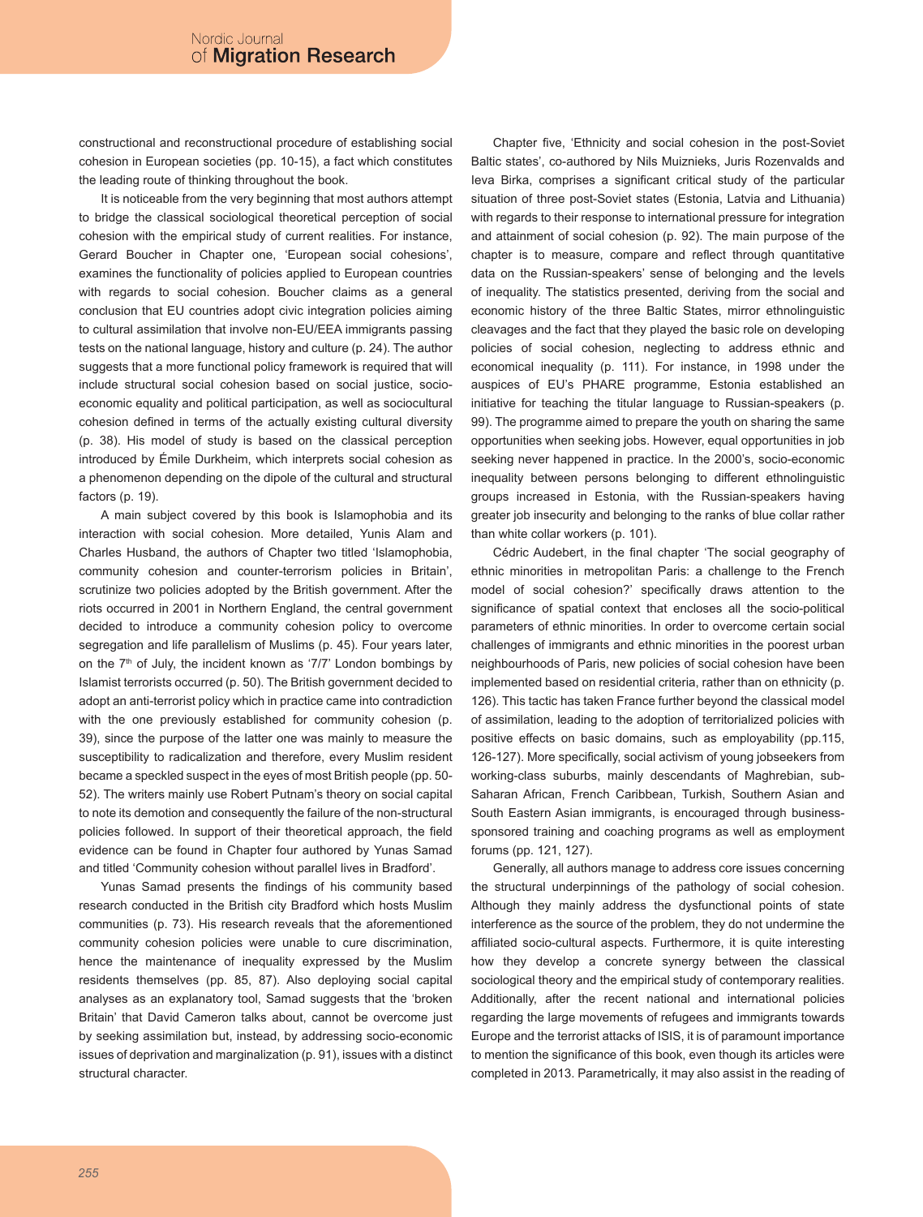constructional and reconstructional procedure of establishing social cohesion in European societies (pp. 10-15), a fact which constitutes the leading route of thinking throughout the book.

It is noticeable from the very beginning that most authors attempt to bridge the classical sociological theoretical perception of social cohesion with the empirical study of current realities. For instance, Gerard Boucher in Chapter one, 'European social cohesions', examines the functionality of policies applied to European countries with regards to social cohesion. Boucher claims as a general conclusion that EU countries adopt civic integration policies aiming to cultural assimilation that involve non-EU/EEA immigrants passing tests on the national language, history and culture (p. 24). The author suggests that a more functional policy framework is required that will include structural social cohesion based on social justice, socio-economic equality and political participation, as well as sociocultural cohesion defined in terms of the actually existing cultural diversity (p. 38). His model of study is based on the classical perception introduced by Émile Durkheim, which interprets social cohesion as a phenomenon depending on the dipole of the cultural and structural factors (p. 19).

A main subject covered by this book is Islamophobia and its interaction with social cohesion. More detailed, Yunis Alam and Charles Husband, the authors of Chapter two titled 'Islamophobia, community cohesion and counter-terrorism policies in Britain', scrutinize two policies adopted by the British government. After the riots occurred in 2001 in Northern England, the central government decided to introduce a community cohesion policy to overcome segregation and life parallelism of Muslims (p. 45). Four years later, on the 7th of July, the incident known as '7/7' London bombings by Islamist terrorists occurred (p. 50). The British government decided to adopt an anti-terrorist policy which in practice came into contradiction with the one previously established for community cohesion (p. 39), since the purpose of the latter one was mainly to measure the susceptibility to radicalization and therefore, every Muslim resident became a speckled suspect in the eyes of most British people (pp. 50-52). The writers mainly use Robert Putnam's theory on social capital to note its demotion and consequently the failure of the non-structural policies followed. In support of their theoretical approach, the field evidence can be found in Chapter four authored by Yunas Samad and titled 'Community cohesion without parallel lives in Bradford'.

Yunas Samad presents the findings of his community based research conducted in the British city Bradford which hosts Muslim communities (p. 73). His research reveals that the aforementioned community cohesion policies were unable to cure discrimination, hence the maintenance of inequality expressed by the Muslim residents themselves (pp. 85, 87). Also deploying social capital analyses as an explanatory tool, Samad suggests that the 'broken Britain' that David Cameron talks about, cannot be overcome just by seeking assimilation but, instead, by addressing socio-economic issues of deprivation and marginalization (p. 91), issues with a distinct structural character.

Chapter five, 'Ethnicity and social cohesion in the post-Soviet Baltic states', co-authored by Nils Muiznieks, Juris Rozenvalds and Ieva Birka, comprises a significant critical study of the particular situation of three post-Soviet states (Estonia, Latvia and Lithuania) with regards to their response to international pressure for integration and attainment of social cohesion (p. 92). The main purpose of the chapter is to measure, compare and reflect through quantitative data on the Russian-speakers' sense of belonging and the levels of inequality. The statistics presented, deriving from the social and economic history of the three Baltic States, mirror ethnolinguistic cleavages and the fact that they played the basic role on developing policies of social cohesion, neglecting to address ethnic and economical inequality (p. 111). For instance, in 1998 under the auspices of EU's PHARE programme, Estonia established an initiative for teaching the titular language to Russian-speakers (p. 99). The programme aimed to prepare the youth on sharing the same opportunities when seeking jobs. However, equal opportunities in job seeking never happened in practice. In the 2000's, socio-economic inequality between persons belonging to different ethnolinguistic groups increased in Estonia, with the Russian-speakers having greater job insecurity and belonging to the ranks of blue collar rather than white collar workers (p. 101).

Cédric Audebert, in the final chapter 'The social geography of ethnic minorities in metropolitan Paris: a challenge to the French model of social cohesion?' specifically draws attention to the significance of spatial context that encloses all the socio-political parameters of ethnic minorities. In order to overcome certain social challenges of immigrants and ethnic minorities in the poorest urban neighbourhoods of Paris, new policies of social cohesion have been implemented based on residential criteria, rather than on ethnicity (p. 126). This tactic has taken France further beyond the classical model of assimilation, leading to the adoption of territorialized policies with positive effects on basic domains, such as employability (pp.115, 126-127). More specifically, social activism of young jobseekers from working-class suburbs, mainly descendants of Maghrebian, sub-Saharan African, French Caribbean, Turkish, Southern Asian and South Eastern Asian immigrants, is encouraged through business-sponsored training and coaching programs as well as employment forums (pp. 121, 127).

Generally, all authors manage to address core issues concerning the structural underpinnings of the pathology of social cohesion. Although they mainly address the dysfunctional points of state interference as the source of the problem, they do not undermine the affiliated socio-cultural aspects. Furthermore, it is quite interesting how they develop a concrete synergy between the classical sociological theory and the empirical study of contemporary realities. Additionally, after the recent national and international policies regarding the large movements of refugees and immigrants towards Europe and the terrorist attacks of ISIS, it is of paramount importance to mention the significance of this book, even though its articles were completed in 2013. Parametrically, it may also assist in the reading of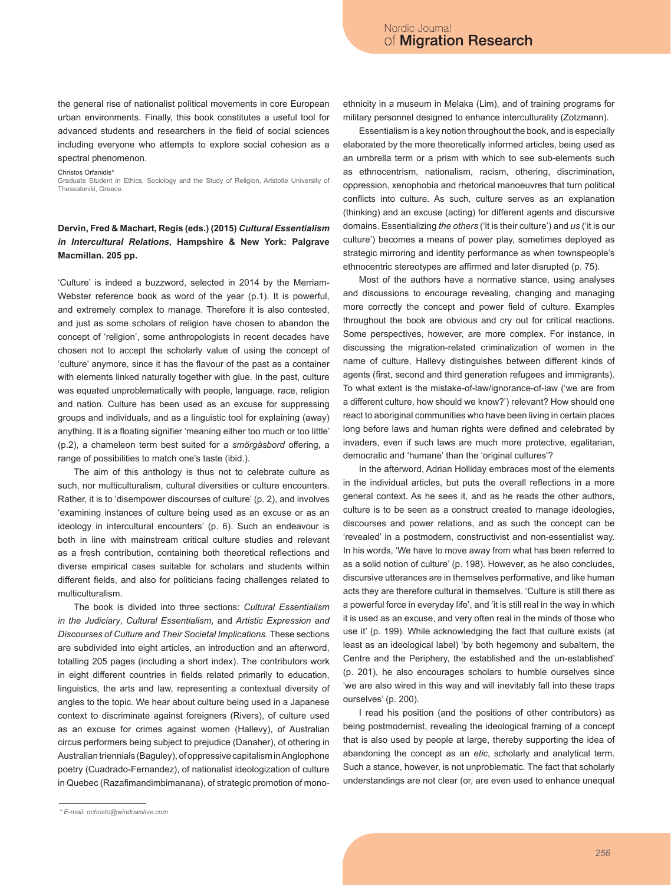the general rise of nationalist political movements in core European urban environments. Finally, this book constitutes a useful tool for advanced students and researchers in the field of social sciences including everyone who attempts to explore social cohesion as a spectral phenomenon.

Christos Orfanidis*
Graduate Student in Ethics, Sociology and the Study of Religion, Aristotle University of Thessaloniki, Greece.

**Dervin, Fred & Machart, Regis (eds.) (2015) *Cultural Essentialism in Intercultural Relations*, Hampshire & New York: Palgrave Macmillan. 205 pp.**

'Culture' is indeed a buzzword, selected in 2014 by the Merriam-Webster reference book as word of the year (p.1). It is powerful, and extremely complex to manage. Therefore it is also contested, and just as some scholars of religion have chosen to abandon the concept of 'religion', some anthropologists in recent decades have chosen not to accept the scholarly value of using the concept of 'culture' anymore, since it has the flavour of the past as a container with elements linked naturally together with glue. In the past, culture was equated unproblematically with people, language, race, religion and nation. Culture has been used as an excuse for suppressing groups and individuals, and as a linguistic tool for explaining (away) anything. It is a floating signifier 'meaning either too much or too little' (p.2), a chameleon term best suited for a *smörgåsbord* offering, a range of possibilities to match one's taste (ibid.).

The aim of this anthology is thus not to celebrate culture as such, nor multiculturalism, cultural diversities or culture encounters. Rather, it is to 'disempower discourses of culture' (p. 2), and involves 'examining instances of culture being used as an excuse or as an ideology in intercultural encounters' (p. 6). Such an endeavour is both in line with mainstream critical culture studies and relevant as a fresh contribution, containing both theoretical reflections and diverse empirical cases suitable for scholars and students within different fields, and also for politicians facing challenges related to multiculturalism.

The book is divided into three sections: *Cultural Essentialism in the Judiciary*, *Cultural Essentialism*, and *Artistic Expression and Discourses of Culture and Their Societal Implications*. These sections are subdivided into eight articles, an introduction and an afterword, totalling 205 pages (including a short index). The contributors work in eight different countries in fields related primarily to education, linguistics, the arts and law, representing a contextual diversity of angles to the topic. We hear about culture being used in a Japanese context to discriminate against foreigners (Rivers), of culture used as an excuse for crimes against women (Hallevy), of Australian circus performers being subject to prejudice (Danaher), of othering in Australian triennials (Baguley), of oppressive capitalism in Anglophone poetry (Cuadrado-Fernandez), of nationalist ideologization of culture in Quebec (Razafimandimbimanana), of strategic promotion of mono-ethnicity in a museum in Melaka (Lim), and of training programs for military personnel designed to enhance interculturality (Zotzmann).

Essentialism is a key notion throughout the book, and is especially elaborated by the more theoretically informed articles, being used as an umbrella term or a prism with which to see sub-elements such as ethnocentrism, nationalism, racism, othering, discrimination, oppression, xenophobia and rhetorical manoeuvres that turn political conflicts into culture. As such, culture serves as an explanation (thinking) and an excuse (acting) for different agents and discursive domains. Essentializing *the others* ('it is their culture') and *us* ('it is our culture') becomes a means of power play, sometimes deployed as strategic mirroring and identity performance as when townspeople's ethnocentric stereotypes are affirmed and later disrupted (p. 75).

Most of the authors have a normative stance, using analyses and discussions to encourage revealing, changing and managing more correctly the concept and power field of culture. Examples throughout the book are obvious and cry out for critical reactions. Some perspectives, however, are more complex. For instance, in discussing the migration-related criminalization of women in the name of culture, Hallevy distinguishes between different kinds of agents (first, second and third generation refugees and immigrants). To what extent is the mistake-of-law/ignorance-of-law ('we are from a different culture, how should we know?') relevant? How should one react to aboriginal communities who have been living in certain places long before laws and human rights were defined and celebrated by invaders, even if such laws are much more protective, egalitarian, democratic and 'humane' than the 'original cultures'?

In the afterword, Adrian Holliday embraces most of the elements in the individual articles, but puts the overall reflections in a more general context. As he sees it, and as he reads the other authors, culture is to be seen as a construct created to manage ideologies, discourses and power relations, and as such the concept can be 'revealed' in a postmodern, constructivist and non-essentialist way. In his words, 'We have to move away from what has been referred to as a solid notion of culture' (p. 198). However, as he also concludes, discursive utterances are in themselves performative, and like human acts they are therefore cultural in themselves. 'Culture is still there as a powerful force in everyday life', and 'it is still real in the way in which it is used as an excuse, and very often real in the minds of those who use it' (p. 199). While acknowledging the fact that culture exists (at least as an ideological label) 'by both hegemony and subaltern, the Centre and the Periphery, the established and the un-established' (p. 201), he also encourages scholars to humble ourselves since 'we are also wired in this way and will inevitably fall into these traps ourselves' (p. 200).

I read his position (and the positions of other contributors) as being postmodernist, revealing the ideological framing of a concept that is also used by people at large, thereby supporting the idea of abandoning the concept as an *etic*, scholarly and analytical term. Such a stance, however, is not unproblematic. The fact that scholarly understandings are not clear (or, are even used to enhance unequal

\* E-mail: ochristo@windowslive.com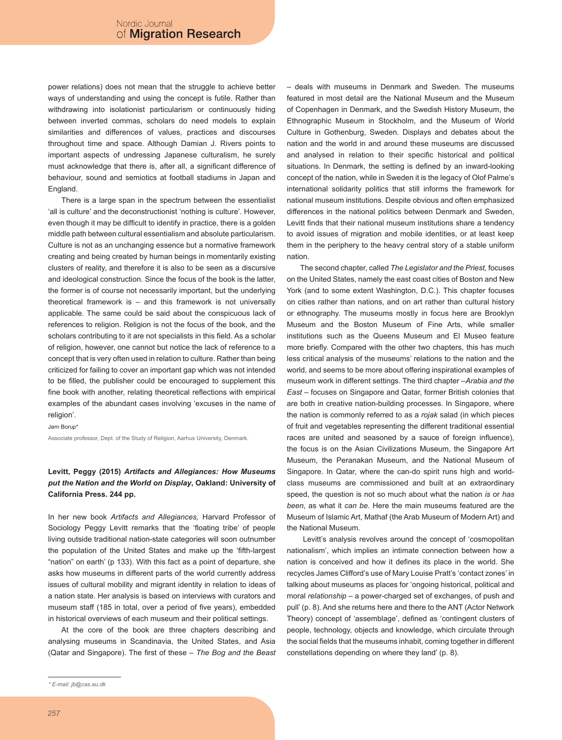power relations) does not mean that the struggle to achieve better ways of understanding and using the concept is futile. Rather than withdrawing into isolationist particularism or continuously hiding between inverted commas, scholars do need models to explain similarities and differences of values, practices and discourses throughout time and space. Although Damian J. Rivers points to important aspects of undressing Japanese culturalism, he surely must acknowledge that there is, after all, a significant difference of behaviour, sound and semiotics at football stadiums in Japan and England.

There is a large span in the spectrum between the essentialist 'all is culture' and the deconstructionist 'nothing is culture'. However, even though it may be difficult to identify in practice, there is a golden middle path between cultural essentialism and absolute particularism. Culture is not as an unchanging essence but a normative framework creating and being created by human beings in momentarily existing clusters of reality, and therefore it is also to be seen as a discursive and ideological construction. Since the focus of the book is the latter, the former is of course not necessarily important, but the underlying theoretical framework is – and this framework is not universally applicable. The same could be said about the conspicuous lack of references to religion. Religion is not the focus of the book, and the scholars contributing to it are not specialists in this field. As a scholar of religion, however, one cannot but notice the lack of reference to a concept that is very often used in relation to culture. Rather than being criticized for failing to cover an important gap which was not intended to be filled, the publisher could be encouraged to supplement this fine book with another, relating theoretical reflections with empirical examples of the abundant cases involving 'excuses in the name of religion'.

Jørn Borup*

Associate professor, Dept. of the Study of Religion, Aarhus University, Denmark.

**Levitt, Peggy (2015) *Artifacts and Allegiances: How Museums put the Nation and the World on Display*, Oakland: University of California Press. 244 pp.**

In her new book *Artifacts and Allegiances,* Harvard Professor of Sociology Peggy Levitt remarks that the 'floating tribe' of people living outside traditional nation-state categories will soon outnumber the population of the United States and make up the 'fifth-largest "nation" on earth' (p 133). With this fact as a point of departure, she asks how museums in different parts of the world currently address issues of cultural mobility and migrant identity in relation to ideas of a nation state. Her analysis is based on interviews with curators and museum staff (185 in total, over a period of five years), embedded in historical overviews of each museum and their political settings.

At the core of the book are three chapters describing and analysing museums in Scandinavia, the United States, and Asia (Qatar and Singapore). The first of these – *The Bog and the Beast* – deals with museums in Denmark and Sweden. The museums featured in most detail are the National Museum and the Museum of Copenhagen in Denmark, and the Swedish History Museum, the Ethnographic Museum in Stockholm, and the Museum of World Culture in Gothenburg, Sweden. Displays and debates about the nation and the world in and around these museums are discussed and analysed in relation to their specific historical and political situations. In Denmark, the setting is defined by an inward-looking concept of the nation, while in Sweden it is the legacy of Olof Palme's international solidarity politics that still informs the framework for national museum institutions. Despite obvious and often emphasized differences in the national politics between Denmark and Sweden, Levitt finds that their national museum institutions share a tendency to avoid issues of migration and mobile identities, or at least keep them in the periphery to the heavy central story of a stable uniform nation.

The second chapter, called *The Legislator and the Priest,* focuses on the United States, namely the east coast cities of Boston and New York (and to some extent Washington, D.C.). This chapter focuses on cities rather than nations, and on art rather than cultural history or ethnography. The museums mostly in focus here are Brooklyn Museum and the Boston Museum of Fine Arts, while smaller institutions such as the Queens Museum and El Museo feature more briefly. Compared with the other two chapters, this has much less critical analysis of the museums' relations to the nation and the world, and seems to be more about offering inspirational examples of museum work in different settings. The third chapter –*Arabia and the East* – focuses on Singapore and Qatar, former British colonies that are both in creative nation-building processes. In Singapore, where the nation is commonly referred to as a *rojak* salad (in which pieces of fruit and vegetables representing the different traditional essential races are united and seasoned by a sauce of foreign influence), the focus is on the Asian Civilizations Museum, the Singapore Art Museum, the Peranakan Museum, and the National Museum of Singapore. In Qatar, where the can-do spirit runs high and world-class museums are commissioned and built at an extraordinary speed, the question is not so much about what the nation *is* or *has been*, as what it *can be*. Here the main museums featured are the Museum of Islamic Art, Mathaf (the Arab Museum of Modern Art) and the National Museum.

Levitt's analysis revolves around the concept of 'cosmopolitan nationalism', which implies an intimate connection between how a nation is conceived and how it defines its place in the world. She recycles James Clifford's use of Mary Louise Pratt's 'contact zones' in talking about museums as places for 'ongoing historical, political and moral *relationship* – a power-charged set of exchanges, of push and pull' (p. 8). And she returns here and there to the ANT (Actor Network Theory) concept of 'assemblage', defined as 'contingent clusters of people, technology, objects and knowledge, which circulate through the social fields that the museums inhabit, coming together in different constellations depending on where they land' (p. 8).

* E-mail: jb@cas.au.dk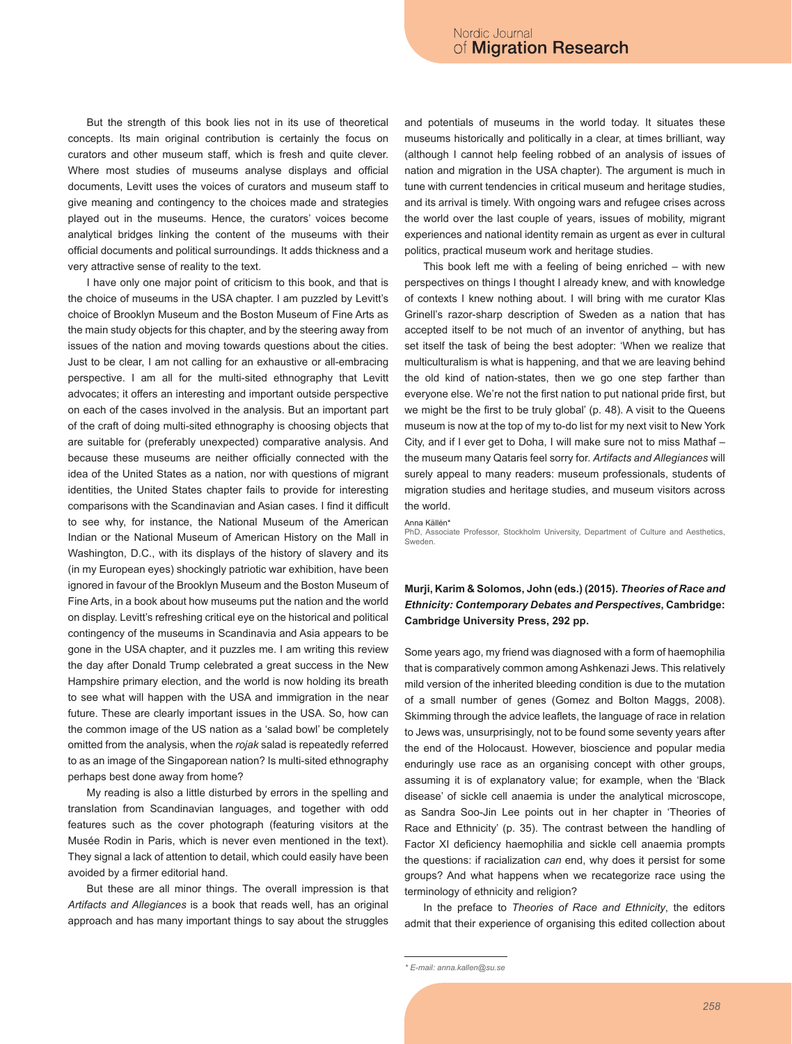But the strength of this book lies not in its use of theoretical concepts. Its main original contribution is certainly the focus on curators and other museum staff, which is fresh and quite clever. Where most studies of museums analyse displays and official documents, Levitt uses the voices of curators and museum staff to give meaning and contingency to the choices made and strategies played out in the museums. Hence, the curators' voices become analytical bridges linking the content of the museums with their official documents and political surroundings. It adds thickness and a very attractive sense of reality to the text.

I have only one major point of criticism to this book, and that is the choice of museums in the USA chapter. I am puzzled by Levitt's choice of Brooklyn Museum and the Boston Museum of Fine Arts as the main study objects for this chapter, and by the steering away from issues of the nation and moving towards questions about the cities. Just to be clear, I am not calling for an exhaustive or all-embracing perspective. I am all for the multi-sited ethnography that Levitt advocates; it offers an interesting and important outside perspective on each of the cases involved in the analysis. But an important part of the craft of doing multi-sited ethnography is choosing objects that are suitable for (preferably unexpected) comparative analysis. And because these museums are neither officially connected with the idea of the United States as a nation, nor with questions of migrant identities, the United States chapter fails to provide for interesting comparisons with the Scandinavian and Asian cases. I find it difficult to see why, for instance, the National Museum of the American Indian or the National Museum of American History on the Mall in Washington, D.C., with its displays of the history of slavery and its (in my European eyes) shockingly patriotic war exhibition, have been ignored in favour of the Brooklyn Museum and the Boston Museum of Fine Arts, in a book about how museums put the nation and the world on display. Levitt's refreshing critical eye on the historical and political contingency of the museums in Scandinavia and Asia appears to be gone in the USA chapter, and it puzzles me. I am writing this review the day after Donald Trump celebrated a great success in the New Hampshire primary election, and the world is now holding its breath to see what will happen with the USA and immigration in the near future. These are clearly important issues in the USA. So, how can the common image of the US nation as a 'salad bowl' be completely omitted from the analysis, when the *rojak* salad is repeatedly referred to as an image of the Singaporean nation? Is multi-sited ethnography perhaps best done away from home?

My reading is also a little disturbed by errors in the spelling and translation from Scandinavian languages, and together with odd features such as the cover photograph (featuring visitors at the Musée Rodin in Paris, which is never even mentioned in the text). They signal a lack of attention to detail, which could easily have been avoided by a firmer editorial hand.

But these are all minor things. The overall impression is that *Artifacts and Allegiances* is a book that reads well, has an original approach and has many important things to say about the struggles and potentials of museums in the world today. It situates these museums historically and politically in a clear, at times brilliant, way (although I cannot help feeling robbed of an analysis of issues of nation and migration in the USA chapter). The argument is much in tune with current tendencies in critical museum and heritage studies, and its arrival is timely. With ongoing wars and refugee crises across the world over the last couple of years, issues of mobility, migrant experiences and national identity remain as urgent as ever in cultural politics, practical museum work and heritage studies.

This book left me with a feeling of being enriched – with new perspectives on things I thought I already knew, and with knowledge of contexts I knew nothing about. I will bring with me curator Klas Grinell's razor-sharp description of Sweden as a nation that has accepted itself to be not much of an inventor of anything, but has set itself the task of being the best adopter: 'When we realize that multiculturalism is what is happening, and that we are leaving behind the old kind of nation-states, then we go one step farther than everyone else. We're not the first nation to put national pride first, but we might be the first to be truly global' (p. 48). A visit to the Queens museum is now at the top of my to-do list for my next visit to New York City, and if I ever get to Doha, I will make sure not to miss Mathaf – the museum many Qataris feel sorry for. *Artifacts and Allegiances* will surely appeal to many readers: museum professionals, students of migration studies and heritage studies, and museum visitors across the world.

Anna Källén*
PhD, Associate Professor, Stockholm University, Department of Culture and Aesthetics, Sweden.

**Murji, Karim & Solomos, John (eds.) (2015). *Theories of Race and Ethnicity: Contemporary Debates and Perspectives*, Cambridge: Cambridge University Press, 292 pp.**

Some years ago, my friend was diagnosed with a form of haemophilia that is comparatively common among Ashkenazi Jews. This relatively mild version of the inherited bleeding condition is due to the mutation of a small number of genes (Gomez and Bolton Maggs, 2008). Skimming through the advice leaflets, the language of race in relation to Jews was, unsurprisingly, not to be found some seventy years after the end of the Holocaust. However, bioscience and popular media enduringly use race as an organising concept with other groups, assuming it is of explanatory value; for example, when the 'Black disease' of sickle cell anaemia is under the analytical microscope, as Sandra Soo-Jin Lee points out in her chapter in 'Theories of Race and Ethnicity' (p. 35). The contrast between the handling of Factor XI deficiency haemophilia and sickle cell anaemia prompts the questions: if racialization *can* end, why does it persist for some groups? And what happens when we recategorize race using the terminology of ethnicity and religion?

In the preface to *Theories of Race and Ethnicity*, the editors admit that their experience of organising this edited collection about

\* *E-mail: anna.kallen@su.se*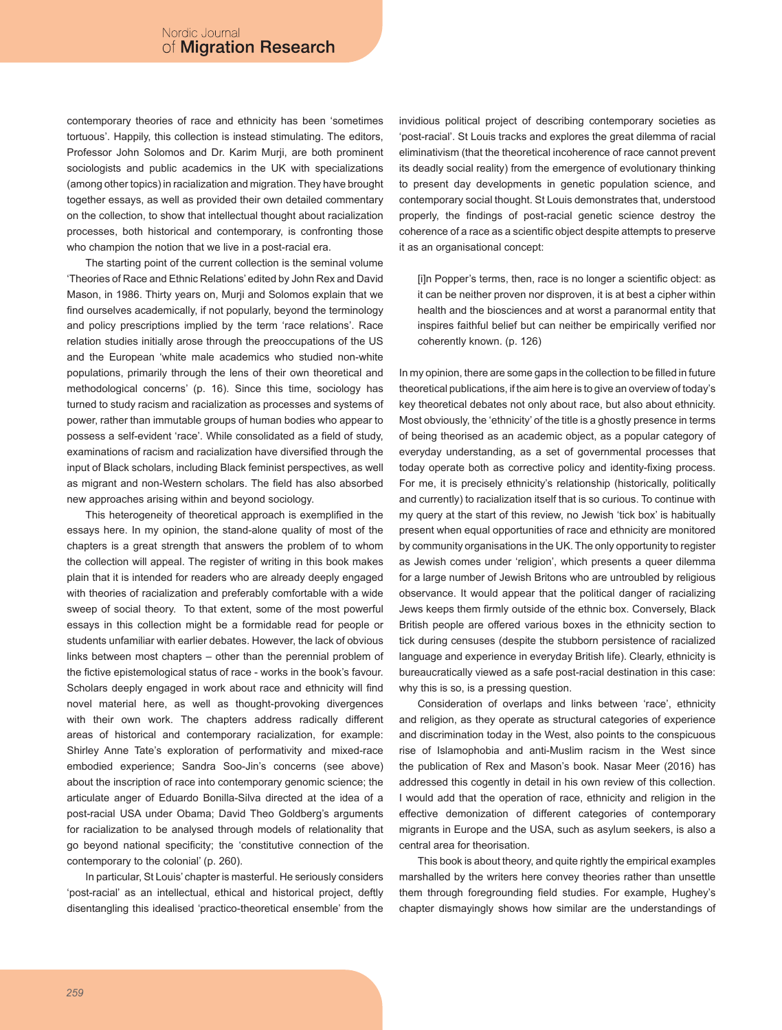contemporary theories of race and ethnicity has been 'sometimes tortuous'. Happily, this collection is instead stimulating. The editors, Professor John Solomos and Dr. Karim Murji, are both prominent sociologists and public academics in the UK with specializations (among other topics) in racialization and migration. They have brought together essays, as well as provided their own detailed commentary on the collection, to show that intellectual thought about racialization processes, both historical and contemporary, is confronting those who champion the notion that we live in a post-racial era.

The starting point of the current collection is the seminal volume 'Theories of Race and Ethnic Relations' edited by John Rex and David Mason, in 1986. Thirty years on, Murji and Solomos explain that we find ourselves academically, if not popularly, beyond the terminology and policy prescriptions implied by the term 'race relations'. Race relation studies initially arose through the preoccupations of the US and the European 'white male academics who studied non-white populations, primarily through the lens of their own theoretical and methodological concerns' (p. 16). Since this time, sociology has turned to study racism and racialization as processes and systems of power, rather than immutable groups of human bodies who appear to possess a self-evident 'race'. While consolidated as a field of study, examinations of racism and racialization have diversified through the input of Black scholars, including Black feminist perspectives, as well as migrant and non-Western scholars. The field has also absorbed new approaches arising within and beyond sociology.

This heterogeneity of theoretical approach is exemplified in the essays here. In my opinion, the stand-alone quality of most of the chapters is a great strength that answers the problem of to whom the collection will appeal. The register of writing in this book makes plain that it is intended for readers who are already deeply engaged with theories of racialization and preferably comfortable with a wide sweep of social theory. To that extent, some of the most powerful essays in this collection might be a formidable read for people or students unfamiliar with earlier debates. However, the lack of obvious links between most chapters – other than the perennial problem of the fictive epistemological status of race - works in the book's favour. Scholars deeply engaged in work about race and ethnicity will find novel material here, as well as thought-provoking divergences with their own work. The chapters address radically different areas of historical and contemporary racialization, for example: Shirley Anne Tate's exploration of performativity and mixed-race embodied experience; Sandra Soo-Jin's concerns (see above) about the inscription of race into contemporary genomic science; the articulate anger of Eduardo Bonilla-Silva directed at the idea of a post-racial USA under Obama; David Theo Goldberg's arguments for racialization to be analysed through models of relationality that go beyond national specificity; the 'constitutive connection of the contemporary to the colonial' (p. 260).

In particular, St Louis' chapter is masterful. He seriously considers 'post-racial' as an intellectual, ethical and historical project, deftly disentangling this idealised 'practico-theoretical ensemble' from the invidious political project of describing contemporary societies as 'post-racial'. St Louis tracks and explores the great dilemma of racial eliminativism (that the theoretical incoherence of race cannot prevent its deadly social reality) from the emergence of evolutionary thinking to present day developments in genetic population science, and contemporary social thought. St Louis demonstrates that, understood properly, the findings of post-racial genetic science destroy the coherence of a race as a scientific object despite attempts to preserve it as an organisational concept:

> [i]n Popper's terms, then, race is no longer a scientific object: as it can be neither proven nor disproven, it is at best a cipher within health and the biosciences and at worst a paranormal entity that inspires faithful belief but can neither be empirically verified nor coherently known. (p. 126)

In my opinion, there are some gaps in the collection to be filled in future theoretical publications, if the aim here is to give an overview of today's key theoretical debates not only about race, but also about ethnicity. Most obviously, the 'ethnicity' of the title is a ghostly presence in terms of being theorised as an academic object, as a popular category of everyday understanding, as a set of governmental processes that today operate both as corrective policy and identity-fixing process. For me, it is precisely ethnicity's relationship (historically, politically and currently) to racialization itself that is so curious. To continue with my query at the start of this review, no Jewish 'tick box' is habitually present when equal opportunities of race and ethnicity are monitored by community organisations in the UK. The only opportunity to register as Jewish comes under 'religion', which presents a queer dilemma for a large number of Jewish Britons who are untroubled by religious observance. It would appear that the political danger of racializing Jews keeps them firmly outside of the ethnic box. Conversely, Black British people are offered various boxes in the ethnicity section to tick during censuses (despite the stubborn persistence of racialized language and experience in everyday British life). Clearly, ethnicity is bureaucratically viewed as a safe post-racial destination in this case: why this is so, is a pressing question.

Consideration of overlaps and links between 'race', ethnicity and religion, as they operate as structural categories of experience and discrimination today in the West, also points to the conspicuous rise of Islamophobia and anti-Muslim racism in the West since the publication of Rex and Mason's book. Nasar Meer (2016) has addressed this cogently in detail in his own review of this collection. I would add that the operation of race, ethnicity and religion in the effective demonization of different categories of contemporary migrants in Europe and the USA, such as asylum seekers, is also a central area for theorisation.

This book is about theory, and quite rightly the empirical examples marshalled by the writers here convey theories rather than unsettle them through foregrounding field studies. For example, Hughey's chapter dismayingly shows how similar are the understandings of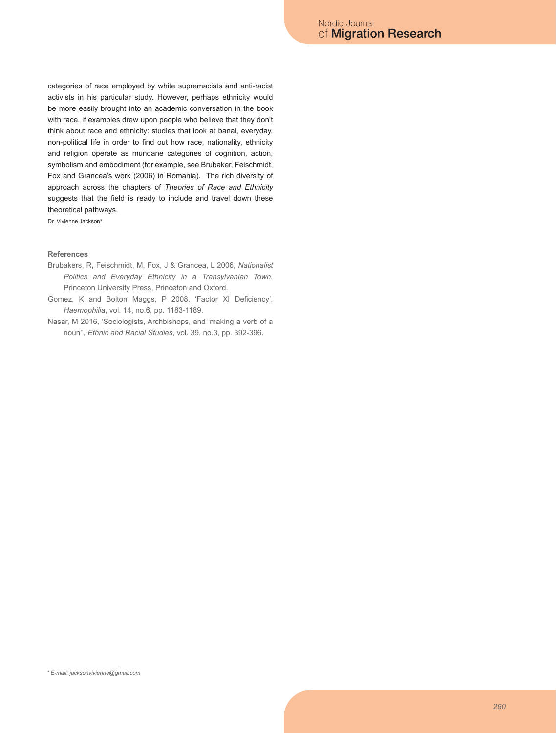categories of race employed by white supremacists and anti-racist activists in his particular study. However, perhaps ethnicity would be more easily brought into an academic conversation in the book with race, if examples drew upon people who believe that they don't think about race and ethnicity: studies that look at banal, everyday, non-political life in order to find out how race, nationality, ethnicity and religion operate as mundane categories of cognition, action, symbolism and embodiment (for example, see Brubaker, Feischmidt, Fox and Grancea's work (2006) in Romania). The rich diversity of approach across the chapters of *Theories of Race and Ethnicity* suggests that the field is ready to include and travel down these theoretical pathways.

Dr. Vivienne Jackson*

### References

Brubakers, R, Feischmidt, M, Fox, J & Grancea, L 2006, *Nationalist Politics and Everyday Ethnicity in a Transylvanian Town*, Princeton University Press, Princeton and Oxford.

Gomez, K and Bolton Maggs, P 2008, 'Factor XI Deficiency', *Haemophilia*, vol. 14, no.6, pp. 1183-1189.

Nasar, M 2016, 'Sociologists, Archbishops, and 'making a verb of a noun'', *Ethnic and Racial Studies*, vol. 39, no.3, pp. 392-396.

* E-mail: jacksonvivienne@gmail.com